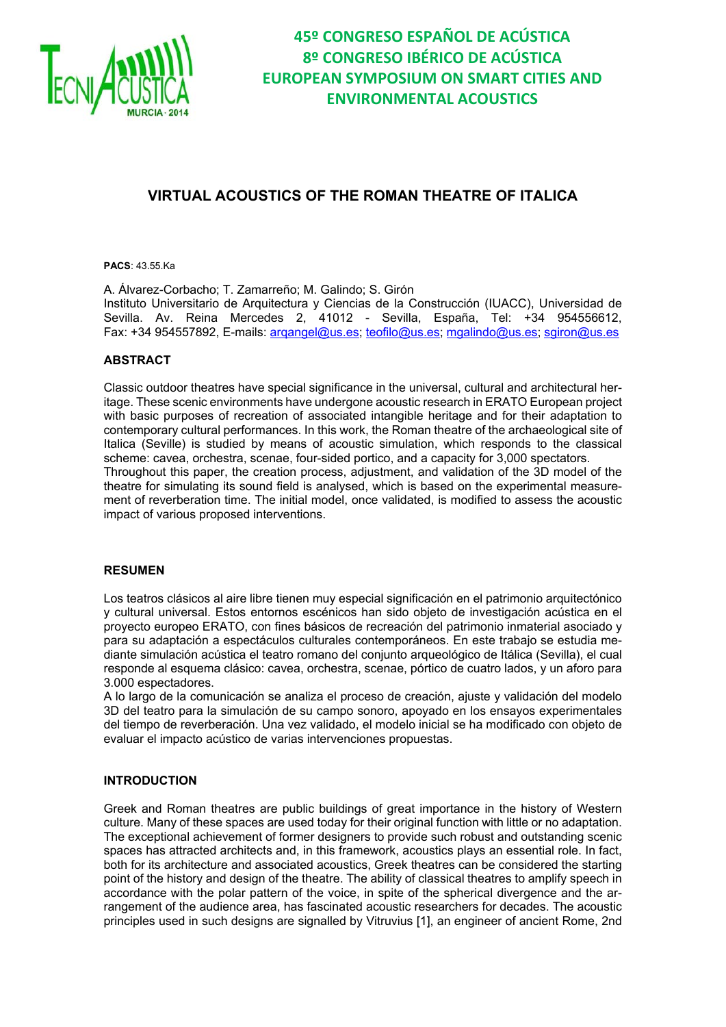# 45º CONGRESO ESPAÑOL DE ACÚSTICA
# 8º CONGRESO IBÉRICO DE ACÚSTICA
# EUROPEAN SYMPOSIUM ON SMART CITIES AND ENVIRONMENTAL ACOUSTICS

## VIRTUAL ACOUSTICS OF THE ROMAN THEATRE OF ITALICA

**PACS**: 43.55.Ka

A. Álvarez-Corbacho; T. Zamarreño; M. Galindo; S. Girón
Instituto Universitario de Arquitectura y Ciencias de la Construcción (IUACC), Universidad de Sevilla. Av. Reina Mercedes 2, 41012 - Sevilla, España, Tel: +34 954556612, Fax: +34 954557892, E-mails: arqangel@us.es; teofilo@us.es; mgalindo@us.es; sgiron@us.es

### ABSTRACT

Classic outdoor theatres have special significance in the universal, cultural and architectural heritage. These scenic environments have undergone acoustic research in ERATO European project with basic purposes of recreation of associated intangible heritage and for their adaptation to contemporary cultural performances. In this work, the Roman theatre of the archaeological site of Italica (Seville) is studied by means of acoustic simulation, which responds to the classical scheme: cavea, orchestra, scenae, four-sided portico, and a capacity for 3,000 spectators.
Throughout this paper, the creation process, adjustment, and validation of the 3D model of the theatre for simulating its sound field is analysed, which is based on the experimental measurement of reverberation time. The initial model, once validated, is modified to assess the acoustic impact of various proposed interventions.

### RESUMEN

Los teatros clásicos al aire libre tienen muy especial significación en el patrimonio arquitectónico y cultural universal. Estos entornos escénicos han sido objeto de investigación acústica en el proyecto europeo ERATO, con fines básicos de recreación del patrimonio inmaterial asociado y para su adaptación a espectáculos culturales contemporáneos. En este trabajo se estudia mediante simulación acústica el teatro romano del conjunto arqueológico de Itálica (Sevilla), el cual responde al esquema clásico: cavea, orchestra, scenae, pórtico de cuatro lados, y un aforo para 3.000 espectadores.
A lo largo de la comunicación se analiza el proceso de creación, ajuste y validación del modelo 3D del teatro para la simulación de su campo sonoro, apoyado en los ensayos experimentales del tiempo de reverberación. Una vez validado, el modelo inicial se ha modificado con objeto de evaluar el impacto acústico de varias intervenciones propuestas.

### INTRODUCTION

Greek and Roman theatres are public buildings of great importance in the history of Western culture. Many of these spaces are used today for their original function with little or no adaptation. The exceptional achievement of former designers to provide such robust and outstanding scenic spaces has attracted architects and, in this framework, acoustics plays an essential role. In fact, both for its architecture and associated acoustics, Greek theatres can be considered the starting point of the history and design of the theatre. The ability of classical theatres to amplify speech in accordance with the polar pattern of the voice, in spite of the spherical divergence and the arrangement of the audience area, has fascinated acoustic researchers for decades. The acoustic principles used in such designs are signalled by Vitruvius [1], an engineer of ancient Rome, 2nd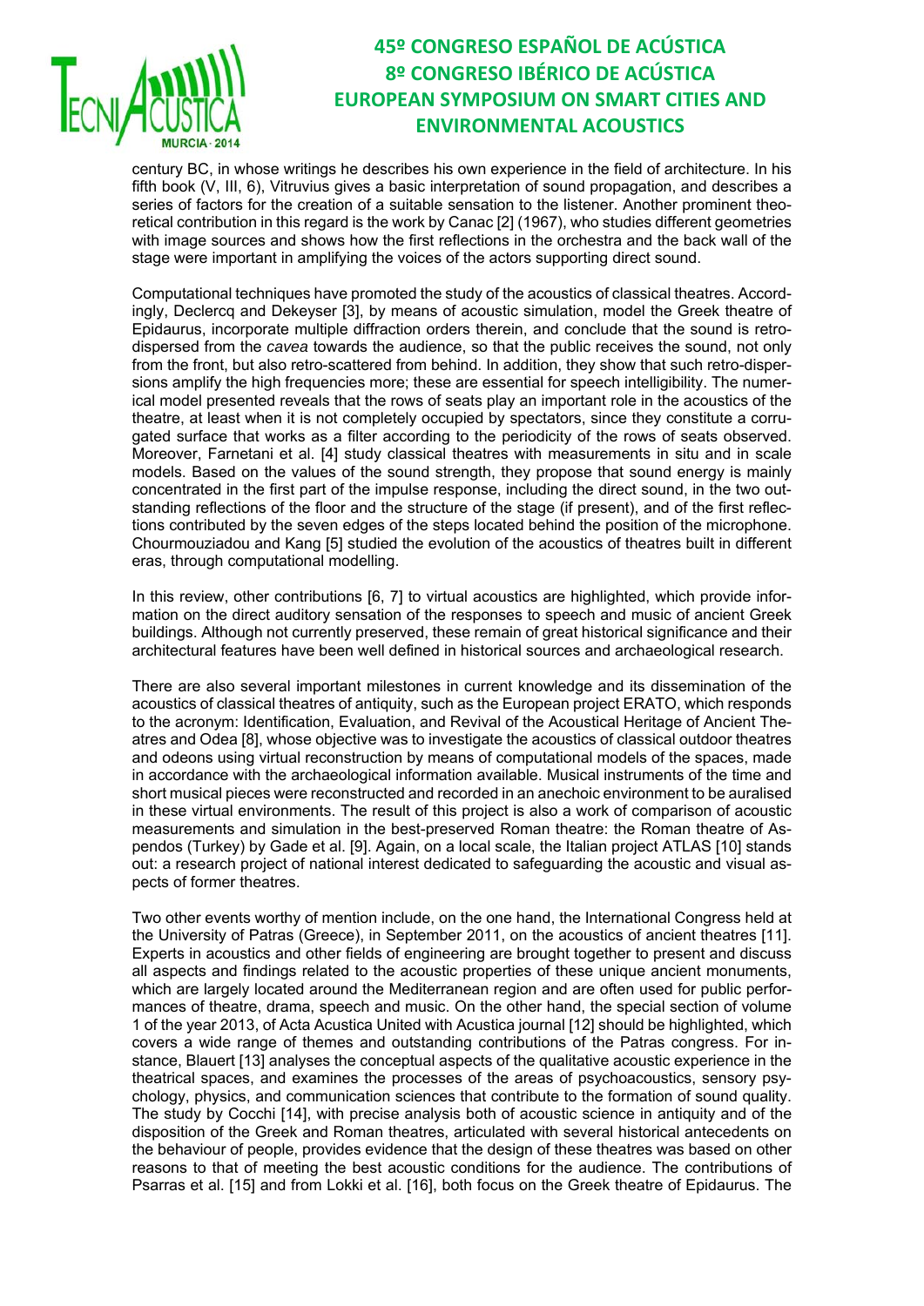century BC, in whose writings he describes his own experience in the field of architecture. In his fifth book (V, III, 6), Vitruvius gives a basic interpretation of sound propagation, and describes a series of factors for the creation of a suitable sensation to the listener. Another prominent theoretical contribution in this regard is the work by Canac [2] (1967), who studies different geometries with image sources and shows how the first reflections in the orchestra and the back wall of the stage were important in amplifying the voices of the actors supporting direct sound.

Computational techniques have promoted the study of the acoustics of classical theatres. Accordingly, Declercq and Dekeyser [3], by means of acoustic simulation, model the Greek theatre of Epidaurus, incorporate multiple diffraction orders therein, and conclude that the sound is retro-dispersed from the *cavea* towards the audience, so that the public receives the sound, not only from the front, but also retro-scattered from behind. In addition, they show that such retro-dispersions amplify the high frequencies more; these are essential for speech intelligibility. The numerical model presented reveals that the rows of seats play an important role in the acoustics of the theatre, at least when it is not completely occupied by spectators, since they constitute a corrugated surface that works as a filter according to the periodicity of the rows of seats observed. Moreover, Farnetani et al. [4] study classical theatres with measurements in situ and in scale models. Based on the values of the sound strength, they propose that sound energy is mainly concentrated in the first part of the impulse response, including the direct sound, in the two outstanding reflections of the floor and the structure of the stage (if present), and of the first reflections contributed by the seven edges of the steps located behind the position of the microphone. Chourmouziadou and Kang [5] studied the evolution of the acoustics of theatres built in different eras, through computational modelling.

In this review, other contributions [6, 7] to virtual acoustics are highlighted, which provide information on the direct auditory sensation of the responses to speech and music of ancient Greek buildings. Although not currently preserved, these remain of great historical significance and their architectural features have been well defined in historical sources and archaeological research.

There are also several important milestones in current knowledge and its dissemination of the acoustics of classical theatres of antiquity, such as the European project ERATO, which responds to the acronym: Identification, Evaluation, and Revival of the Acoustical Heritage of Ancient Theatres and Odea [8], whose objective was to investigate the acoustics of classical outdoor theatres and odeons using virtual reconstruction by means of computational models of the spaces, made in accordance with the archaeological information available. Musical instruments of the time and short musical pieces were reconstructed and recorded in an anechoic environment to be auralised in these virtual environments. The result of this project is also a work of comparison of acoustic measurements and simulation in the best-preserved Roman theatre: the Roman theatre of Aspendos (Turkey) by Gade et al. [9]. Again, on a local scale, the Italian project ATLAS [10] stands out: a research project of national interest dedicated to safeguarding the acoustic and visual aspects of former theatres.

Two other events worthy of mention include, on the one hand, the International Congress held at the University of Patras (Greece), in September 2011, on the acoustics of ancient theatres [11]. Experts in acoustics and other fields of engineering are brought together to present and discuss all aspects and findings related to the acoustic properties of these unique ancient monuments, which are largely located around the Mediterranean region and are often used for public performances of theatre, drama, speech and music. On the other hand, the special section of volume 1 of the year 2013, of Acta Acustica United with Acustica journal [12] should be highlighted, which covers a wide range of themes and outstanding contributions of the Patras congress. For instance, Blauert [13] analyses the conceptual aspects of the qualitative acoustic experience in the theatrical spaces, and examines the processes of the areas of psychoacoustics, sensory psychology, physics, and communication sciences that contribute to the formation of sound quality. The study by Cocchi [14], with precise analysis both of acoustic science in antiquity and of the disposition of the Greek and Roman theatres, articulated with several historical antecedents on the behaviour of people, provides evidence that the design of these theatres was based on other reasons to that of meeting the best acoustic conditions for the audience. The contributions of Psarras et al. [15] and from Lokki et al. [16], both focus on the Greek theatre of Epidaurus. The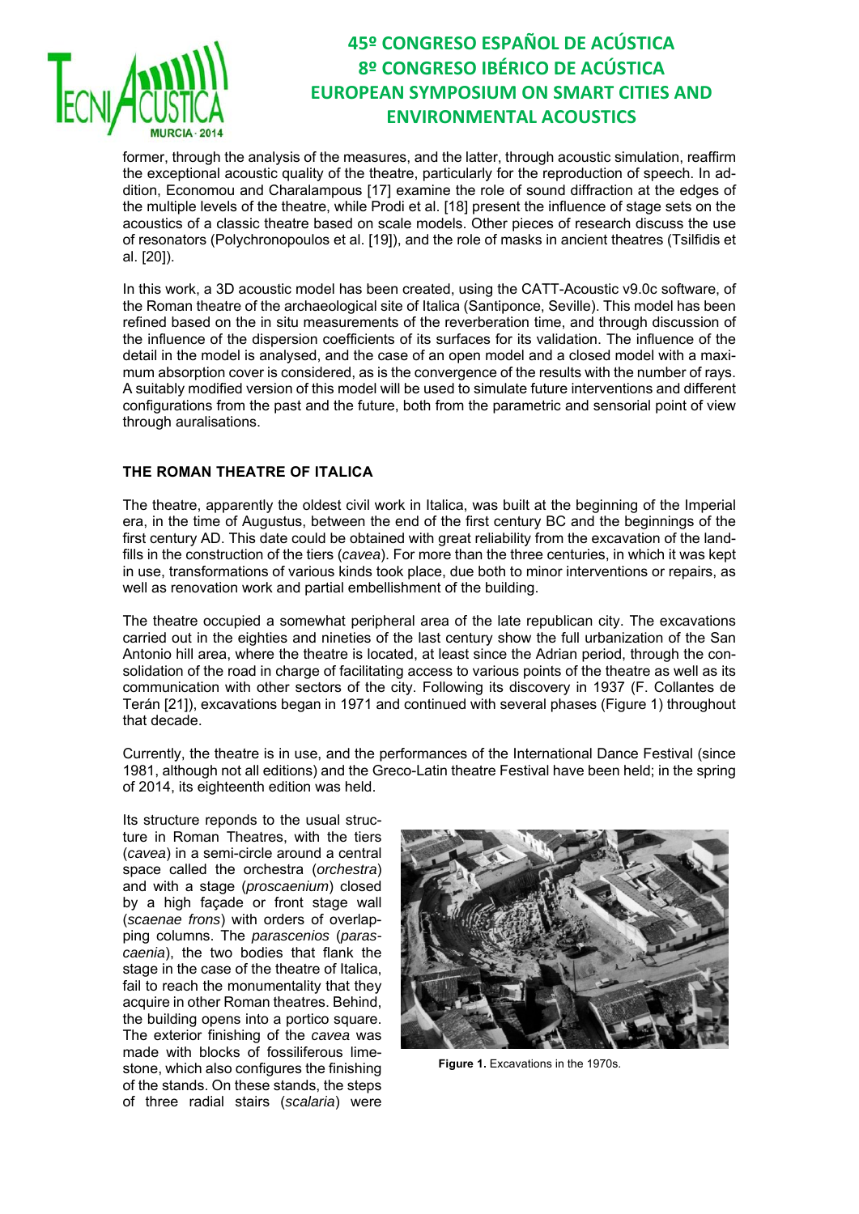former, through the analysis of the measures, and the latter, through acoustic simulation, reaffirm the exceptional acoustic quality of the theatre, particularly for the reproduction of speech. In addition, Economou and Charalampous [17] examine the role of sound diffraction at the edges of the multiple levels of the theatre, while Prodi et al. [18] present the influence of stage sets on the acoustics of a classic theatre based on scale models. Other pieces of research discuss the use of resonators (Polychronopoulos et al. [19]), and the role of masks in ancient theatres (Tsilfidis et al. [20]).

In this work, a 3D acoustic model has been created, using the CATT-Acoustic v9.0c software, of the Roman theatre of the archaeological site of Italica (Santiponce, Seville). This model has been refined based on the in situ measurements of the reverberation time, and through discussion of the influence of the dispersion coefficients of its surfaces for its validation. The influence of the detail in the model is analysed, and the case of an open model and a closed model with a maximum absorption cover is considered, as is the convergence of the results with the number of rays. A suitably modified version of this model will be used to simulate future interventions and different configurations from the past and the future, both from the parametric and sensorial point of view through auralisations.

## THE ROMAN THEATRE OF ITALICA

The theatre, apparently the oldest civil work in Italica, was built at the beginning of the Imperial era, in the time of Augustus, between the end of the first century BC and the beginnings of the first century AD. This date could be obtained with great reliability from the excavation of the landfills in the construction of the tiers (*cavea*). For more than the three centuries, in which it was kept in use, transformations of various kinds took place, due both to minor interventions or repairs, as well as renovation work and partial embellishment of the building.

The theatre occupied a somewhat peripheral area of the late republican city. The excavations carried out in the eighties and nineties of the last century show the full urbanization of the San Antonio hill area, where the theatre is located, at least since the Adrian period, through the consolidation of the road in charge of facilitating access to various points of the theatre as well as its communication with other sectors of the city. Following its discovery in 1937 (F. Collantes de Terán [21]), excavations began in 1971 and continued with several phases (Figure 1) throughout that decade.

Currently, the theatre is in use, and the performances of the International Dance Festival (since 1981, although not all editions) and the Greco-Latin theatre Festival have been held; in the spring of 2014, its eighteenth edition was held.

Its structure reponds to the usual structure in Roman Theatres, with the tiers (*cavea*) in a semi-circle around a central space called the orchestra (*orchestra*) and with a stage (*proscaenium*) closed by a high façade or front stage wall (*scaenae frons*) with orders of overlapping columns. The *parascenios* (*parascaenia*), the two bodies that flank the stage in the case of the theatre of Italica, fail to reach the monumentality that they acquire in other Roman theatres. Behind, the building opens into a portico square. The exterior finishing of the *cavea* was made with blocks of fossiliferous limestone, which also configures the finishing of the stands. On these stands, the steps of three radial stairs (*scalaria*) were

**Figure 1.** Excavations in the 1970s.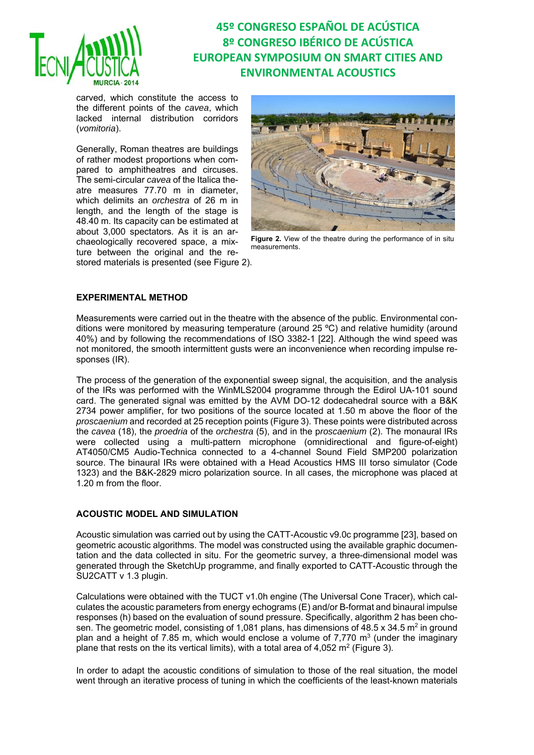carved, which constitute the access to the different points of the *cavea*, which lacked internal distribution corridors (*vomitoria*).

Generally, Roman theatres are buildings of rather modest proportions when compared to amphitheatres and circuses. The semi-circular *cavea* of the Italica theatre measures 77.70 m in diameter, which delimits an *orchestra* of 26 m in length, and the length of the stage is 48.40 m. Its capacity can be estimated at about 3,000 spectators. As it is an archaeologically recovered space, a mixture between the original and the restored materials is presented (see Figure 2).

**Figure 2.** View of the theatre during the performance of in situ measurements.

## EXPERIMENTAL METHOD

Measurements were carried out in the theatre with the absence of the public. Environmental conditions were monitored by measuring temperature (around 25 ºC) and relative humidity (around 40%) and by following the recommendations of ISO 3382-1 [22]. Although the wind speed was not monitored, the smooth intermittent gusts were an inconvenience when recording impulse responses (IR).

The process of the generation of the exponential sweep signal, the acquisition, and the analysis of the IRs was performed with the WinMLS2004 programme through the Edirol UA-101 sound card. The generated signal was emitted by the AVM DO-12 dodecahedral source with a B&K 2734 power amplifier, for two positions of the source located at 1.50 m above the floor of the *proscaenium* and recorded at 25 reception points (Figure 3). These points were distributed across the *cavea* (18), the *proedria* of the *orchestra* (5), and in the p*roscaenium* (2). The monaural IRs were collected using a multi-pattern microphone (omnidirectional and figure-of-eight) AT4050/CM5 Audio-Technica connected to a 4-channel Sound Field SMP200 polarization source. The binaural IRs were obtained with a Head Acoustics HMS III torso simulator (Code 1323) and the B&K-2829 micro polarization source. In all cases, the microphone was placed at 1.20 m from the floor.

## ACOUSTIC MODEL AND SIMULATION

Acoustic simulation was carried out by using the CATT-Acoustic v9.0c programme [23], based on geometric acoustic algorithms. The model was constructed using the available graphic documentation and the data collected in situ. For the geometric survey, a three-dimensional model was generated through the SketchUp programme, and finally exported to CATT-Acoustic through the SU2CATT v 1.3 plugin.

Calculations were obtained with the TUCT v1.0h engine (The Universal Cone Tracer), which calculates the acoustic parameters from energy echograms (E) and/or B-format and binaural impulse responses (h) based on the evaluation of sound pressure. Specifically, algorithm 2 has been chosen. The geometric model, consisting of 1,081 plans, has dimensions of 48.5 x 34.5 m$^2$ in ground plan and a height of 7.85 m, which would enclose a volume of 7,770 m$^3$ (under the imaginary plane that rests on the its vertical limits), with a total area of 4,052 m$^2$ (Figure 3).

In order to adapt the acoustic conditions of simulation to those of the real situation, the model went through an iterative process of tuning in which the coefficients of the least-known materials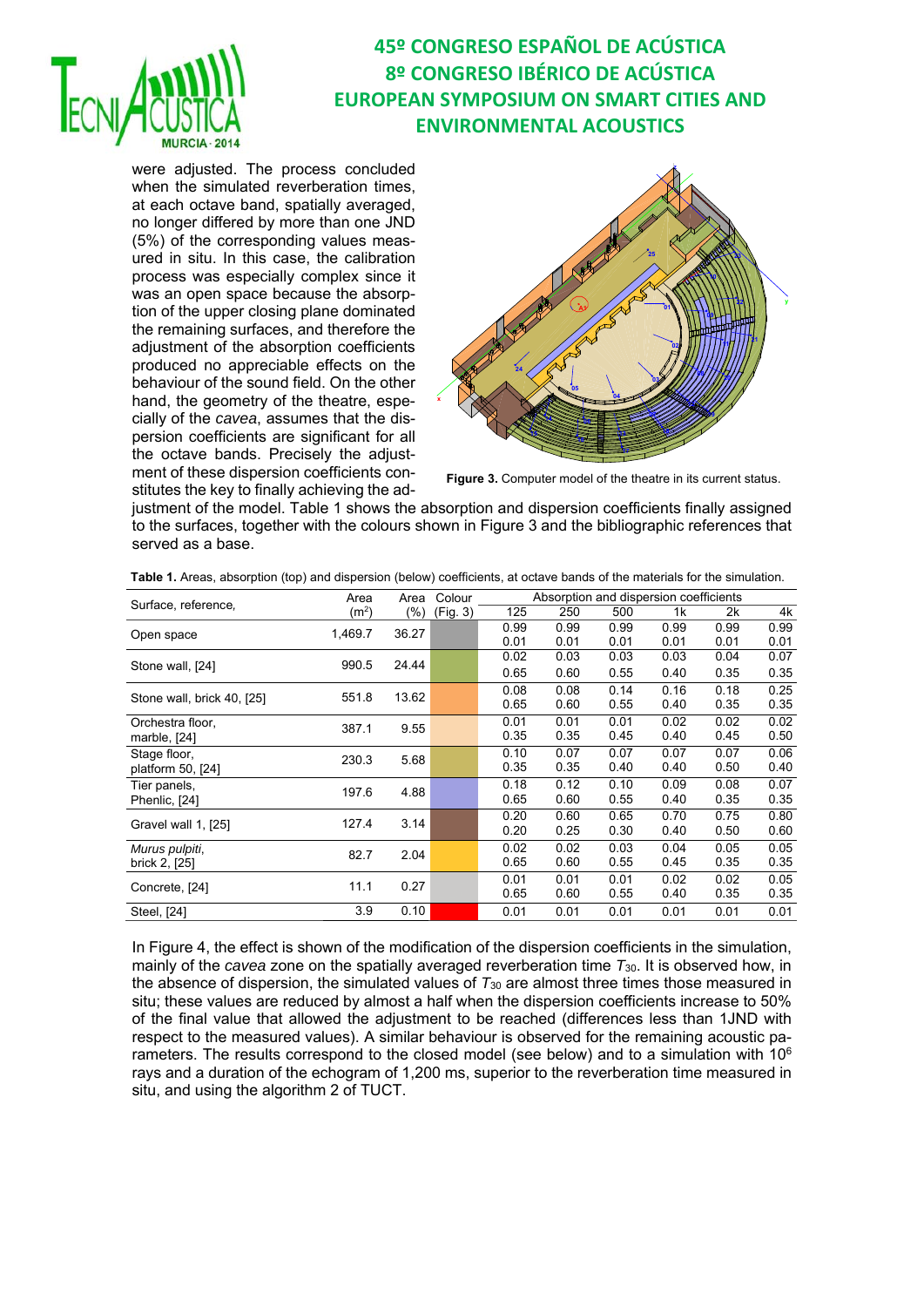were adjusted. The process concluded when the simulated reverberation times, at each octave band, spatially averaged, no longer differed by more than one JND (5%) of the corresponding values measured in situ. In this case, the calibration process was especially complex since it was an open space because the absorption of the upper closing plane dominated the remaining surfaces, and therefore the adjustment of the absorption coefficients produced no appreciable effects on the behaviour of the sound field. On the other hand, the geometry of the theatre, especially of the *cavea*, assumes that the dispersion coefficients are significant for all the octave bands. Precisely the adjustment of these dispersion coefficients constitutes the key to finally achieving the adjustment of the model. Table 1 shows the absorption and dispersion coefficients finally assigned to the surfaces, together with the colours shown in Figure 3 and the bibliographic references that served as a base.

**Figure 3.** Computer model of the theatre in its current status.

**Table 1.** Areas, absorption (top) and dispersion (below) coefficients, at octave bands of the materials for the simulation.

| Surface, reference, | Area ($m^2$) | Area (%) | Colour (Fig. 3) | 125 | 250 | 500 | 1k | 2k | 4k |
|---|---|---|---|---|---|---|---|---|---|
| Open space | 1,469.7 | 36.27 | | 0.99<br>0.01 | 0.99<br>0.01 | 0.99<br>0.01 | 0.99<br>0.01 | 0.99<br>0.01 | 0.99<br>0.01 |
| Stone wall, [24] | 990.5 | 24.44 | | 0.02<br>0.65 | 0.03<br>0.60 | 0.03<br>0.55 | 0.03<br>0.40 | 0.04<br>0.35 | 0.07<br>0.35 |
| Stone wall, brick 40, [25] | 551.8 | 13.62 | | 0.08<br>0.65 | 0.08<br>0.60 | 0.14<br>0.55 | 0.16<br>0.40 | 0.18<br>0.35 | 0.25<br>0.35 |
| Orchestra floor, marble, [24] | 387.1 | 9.55 | | 0.01<br>0.35 | 0.01<br>0.35 | 0.01<br>0.45 | 0.02<br>0.40 | 0.02<br>0.45 | 0.02<br>0.50 |
| Stage floor, platform 50, [24] | 230.3 | 5.68 | | 0.10<br>0.35 | 0.07<br>0.35 | 0.07<br>0.40 | 0.07<br>0.40 | 0.07<br>0.50 | 0.06<br>0.40 |
| Tier panels, Phenlic, [24] | 197.6 | 4.88 | | 0.18<br>0.65 | 0.12<br>0.60 | 0.10<br>0.55 | 0.09<br>0.40 | 0.08<br>0.35 | 0.07<br>0.35 |
| Gravel wall 1, [25] | 127.4 | 3.14 | | 0.20<br>0.20 | 0.60<br>0.25 | 0.65<br>0.30 | 0.70<br>0.40 | 0.75<br>0.50 | 0.80<br>0.60 |
| *Murus pulpiti*, brick 2, [25] | 82.7 | 2.04 | | 0.02<br>0.65 | 0.02<br>0.60 | 0.03<br>0.55 | 0.04<br>0.45 | 0.05<br>0.35 | 0.05<br>0.35 |
| Concrete, [24] | 11.1 | 0.27 | | 0.01<br>0.65 | 0.01<br>0.60 | 0.01<br>0.55 | 0.02<br>0.40 | 0.02<br>0.35 | 0.05<br>0.35 |
| Steel, [24] | 3.9 | 0.10 | | 0.01 | 0.01 | 0.01 | 0.01 | 0.01 | 0.01 |

In Figure 4, the effect is shown of the modification of the dispersion coefficients in the simulation, mainly of the *cavea* zone on the spatially averaged reverberation time $T_{30}$. It is observed how, in the absence of dispersion, the simulated values of $T_{30}$ are almost three times those measured in situ; these values are reduced by almost a half when the dispersion coefficients increase to 50% of the final value that allowed the adjustment to be reached (differences less than 1JND with respect to the measured values). A similar behaviour is observed for the remaining acoustic parameters. The results correspond to the closed model (see below) and to a simulation with $10^6$ rays and a duration of the echogram of 1,200 ms, superior to the reverberation time measured in situ, and using the algorithm 2 of TUCT.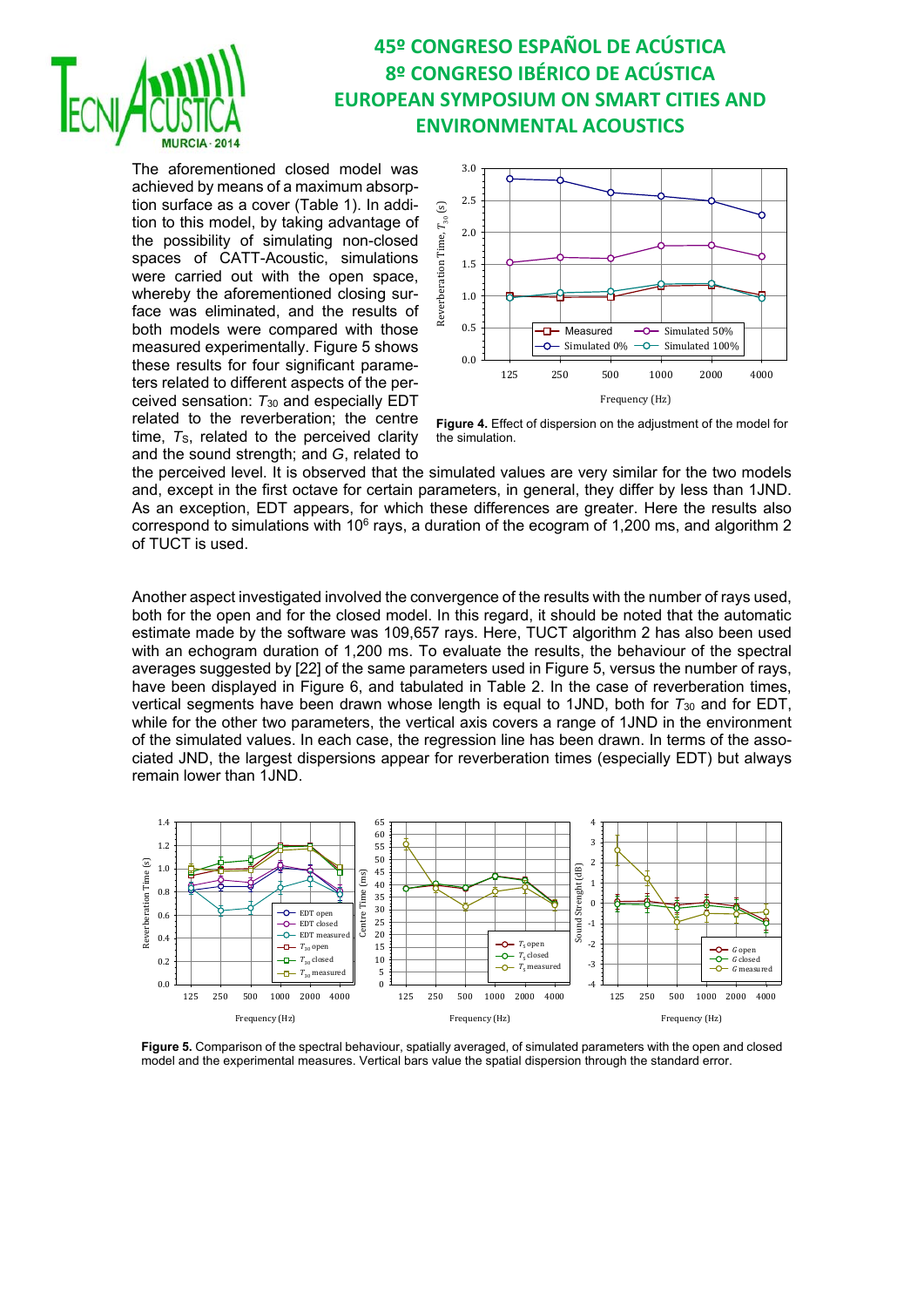The aforementioned closed model was achieved by means of a maximum absorption surface as a cover (Table 1). In addition to this model, by taking advantage of the possibility of simulating non-closed spaces of CATT-Acoustic, simulations were carried out with the open space, whereby the aforementioned closing surface was eliminated, and the results of both models were compared with those measured experimentally. Figure 5 shows these results for four significant parameters related to different aspects of the perceived sensation: $T_{30}$ and especially EDT related to the reverberation; the centre time, $T_S$, related to the perceived clarity and the sound strength; and $G$, related to the perceived level. It is observed that the simulated values are very similar for the two models and, except in the first octave for certain parameters, in general, they differ by less than 1JND. As an exception, EDT appears, for which these differences are greater. Here the results also correspond to simulations with $10^6$ rays, a duration of the ecogram of 1,200 ms, and algorithm 2 of TUCT is used.

**Figure 4.** Effect of dispersion on the adjustment of the model for the simulation.

Another aspect investigated involved the convergence of the results with the number of rays used, both for the open and for the closed model. In this regard, it should be noted that the automatic estimate made by the software was 109,657 rays. Here, TUCT algorithm 2 has also been used with an echogram duration of 1,200 ms. To evaluate the results, the behaviour of the spectral averages suggested by [22] of the same parameters used in Figure 5, versus the number of rays, have been displayed in Figure 6, and tabulated in Table 2. In the case of reverberation times, vertical segments have been drawn whose length is equal to 1JND, both for $T_{30}$ and for EDT, while for the other two parameters, the vertical axis covers a range of 1JND in the environment of the simulated values. In each case, the regression line has been drawn. In terms of the associated JND, the largest dispersions appear for reverberation times (especially EDT) but always remain lower than 1JND.

**Figure 5.** Comparison of the spectral behaviour, spatially averaged, of simulated parameters with the open and closed model and the experimental measures. Vertical bars value the spatial dispersion through the standard error.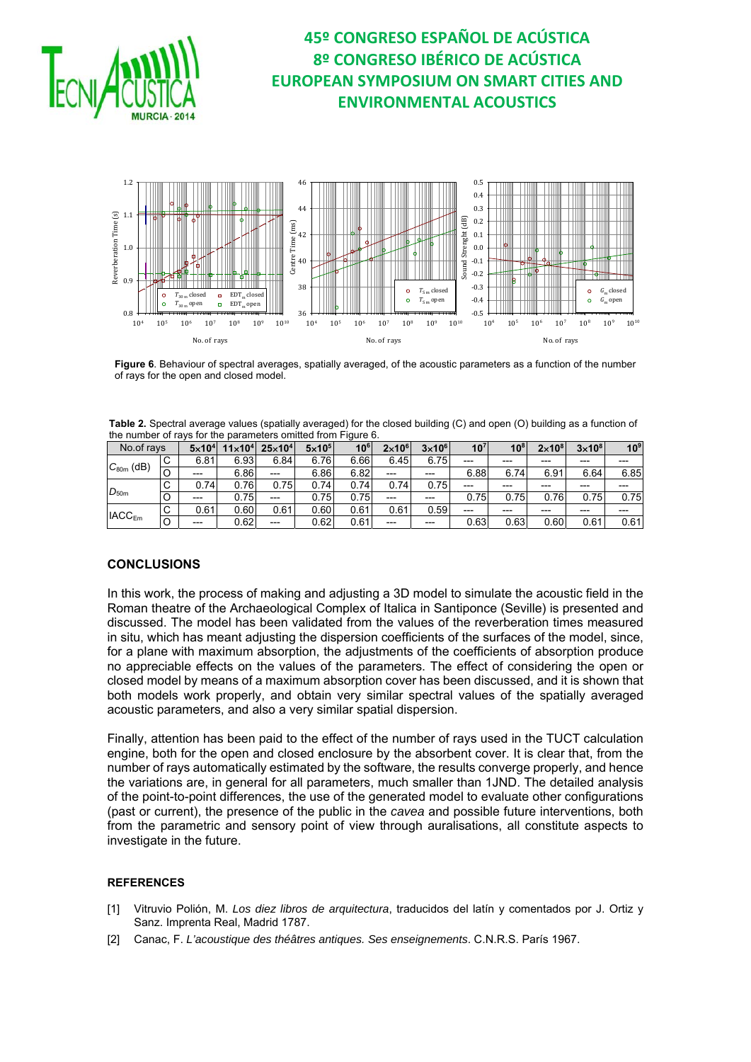**Figure 6**. Behaviour of spectral averages, spatially averaged, of the acoustic parameters as a function of the number of rays for the open and closed model.

**Table 2.** Spectral average values (spatially averaged) for the closed building (C) and open (O) building as a function of the number of rays for the parameters omitted from Figure 6.

| No.of rays | | $5{\times}10^4$ | $11{\times}10^4$ | $25{\times}10^4$ | $5{\times}10^5$ | $10^6$ | $2{\times}10^6$ | $3{\times}10^6$ | $10^7$ | $10^8$ | $2{\times}10^8$ | $3{\times}10^8$ | $10^9$ |
|---|---|---|---|---|---|---|---|---|---|---|---|---|---|
| $C_{80m}$ (dB) | C | 6.81 | 6.93 | 6.84 | 6.76 | 6.66 | 6.45 | 6.75 | --- | --- | --- | --- | --- |
| | O | --- | 6.86 | --- | 6.86 | 6.82 | --- | --- | 6.88 | 6.74 | 6.91 | 6.64 | 6.85 |
| $D_{50m}$ | C | 0.74 | 0.76 | 0.75 | 0.74 | 0.74 | 0.74 | 0.75 | --- | --- | --- | --- | --- |
| | O | --- | 0.75 | --- | 0.75 | 0.75 | --- | --- | 0.75 | 0.75 | 0.76 | 0.75 | 0.75 |
| $IACC_{Em}$ | C | 0.61 | 0.60 | 0.61 | 0.60 | 0.61 | 0.61 | 0.59 | --- | --- | --- | --- | --- |
| | O | --- | 0.62 | --- | 0.62 | 0.61 | --- | --- | 0.63 | 0.63 | 0.60 | 0.61 | 0.61 |

## CONCLUSIONS

In this work, the process of making and adjusting a 3D model to simulate the acoustic field in the Roman theatre of the Archaeological Complex of Italica in Santiponce (Seville) is presented and discussed. The model has been validated from the values of the reverberation times measured in situ, which has meant adjusting the dispersion coefficients of the surfaces of the model, since, for a plane with maximum absorption, the adjustments of the coefficients of absorption produce no appreciable effects on the values of the parameters. The effect of considering the open or closed model by means of a maximum absorption cover has been discussed, and it is shown that both models work properly, and obtain very similar spectral values of the spatially averaged acoustic parameters, and also a very similar spatial dispersion.

Finally, attention has been paid to the effect of the number of rays used in the TUCT calculation engine, both for the open and closed enclosure by the absorbent cover. It is clear that, from the number of rays automatically estimated by the software, the results converge properly, and hence the variations are, in general for all parameters, much smaller than 1JND. The detailed analysis of the point-to-point differences, the use of the generated model to evaluate other configurations (past or current), the presence of the public in the *cavea* and possible future interventions, both from the parametric and sensory point of view through auralisations, all constitute aspects to investigate in the future.

## REFERENCES

[1] Vitruvio Polión, M. *Los diez libros de arquitectura*, traducidos del latín y comentados por J. Ortiz y Sanz. Imprenta Real, Madrid 1787.

[2] Canac, F. *L'acoustique des théâtres antiques. Ses enseignements*. C.N.R.S. París 1967.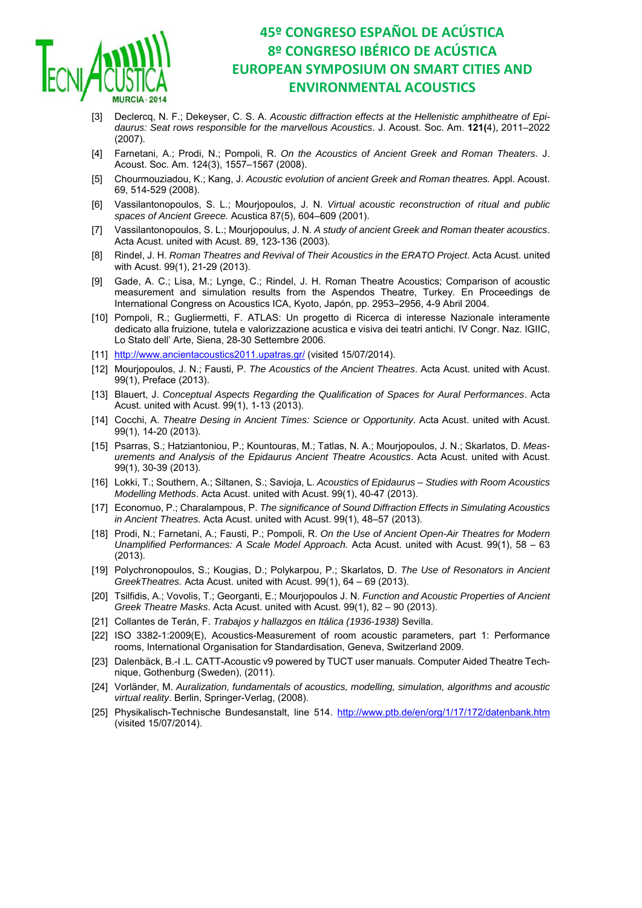[3] Declercq, N. F.; Dekeyser, C. S. A. *Acoustic diffraction effects at the Hellenistic amphitheatre of Epidaurus: Seat rows responsible for the marvellous Acoustics*. J. Acoust. Soc. Am. **121(**4), 2011–2022 (2007).

[4] Farnetani, A.; Prodi, N.; Pompoli, R. *On the Acoustics of Ancient Greek and Roman Theaters*. J. Acoust. Soc. Am. 124(3), 1557–1567 (2008).

[5] Chourmouziadou, K.; Kang, J. *Acoustic evolution of ancient Greek and Roman theatres.* Appl. Acoust. 69, 514-529 (2008).

[6] Vassilantonopoulos, S. L.; Mourjopoulos, J. N. *Virtual acoustic reconstruction of ritual and public spaces of Ancient Greece.* Acustica 87(5), 604–609 (2001).

[7] Vassilantonopoulos, S. L.; Mourjopoulus, J. N. *A study of ancient Greek and Roman theater acoustics*. Acta Acust. united with Acust. 89, 123-136 (2003).

[8] Rindel, J. H. *Roman Theatres and Revival of Their Acoustics in the ERATO Project*. Acta Acust. united with Acust. 99(1), 21-29 (2013).

[9] Gade, A. C.; Lisa, M.; Lynge, C.; Rindel, J. H. Roman Theatre Acoustics; Comparison of acoustic measurement and simulation results from the Aspendos Theatre, Turkey. En Proceedings de International Congress on Acoustics ICA, Kyoto, Japón, pp. 2953–2956, 4-9 Abril 2004.

[10] Pompoli, R.; Gugliermetti, F. ATLAS: Un progetto di Ricerca di interesse Nazionale interamente dedicato alla fruizione, tutela e valorizzazione acustica e visiva dei teatri antichi. IV Congr. Naz. IGIIC, Lo Stato dell' Arte, Siena, 28-30 Settembre 2006.

[11] http://www.ancientacoustics2011.upatras.gr/ (visited 15/07/2014).

[12] Mourjopoulos, J. N.; Fausti, P. *The Acoustics of the Ancient Theatres*. Acta Acust. united with Acust. 99(1), Preface (2013).

[13] Blauert, J. *Conceptual Aspects Regarding the Qualification of Spaces for Aural Performances*. Acta Acust. united with Acust. 99(1), 1-13 (2013).

[14] Cocchi, A. *Theatre Desing in Ancient Times: Science or Opportunity*. Acta Acust. united with Acust. 99(1), 14-20 (2013).

[15] Psarras, S.; Hatziantoniou, P.; Kountouras, M.; Tatlas, N. A.; Mourjopoulos, J. N.; Skarlatos, D. *Measurements and Analysis of the Epidaurus Ancient Theatre Acoustics*. Acta Acust. united with Acust. 99(1), 30-39 (2013).

[16] Lokki, T.; Southern, A.; Siltanen, S.; Savioja, L. *Acoustics of Epidaurus – Studies with Room Acoustics Modelling Methods*. Acta Acust. united with Acust. 99(1), 40-47 (2013).

[17] Economuo, P.; Charalampous, P. *The significance of Sound Diffraction Effects in Simulating Acoustics in Ancient Theatres.* Acta Acust. united with Acust. 99(1), 48–57 (2013).

[18] Prodi, N.; Farnetani, A.; Fausti, P.; Pompoli, R. *On the Use of Ancient Open-Air Theatres for Modern Unamplified Performances: A Scale Model Approach.* Acta Acust. united with Acust. 99(1), 58 – 63 (2013).

[19] Polychronopoulos, S.; Kougias, D.; Polykarpou, P.; Skarlatos, D. *The Use of Resonators in Ancient GreekTheatres.* Acta Acust. united with Acust. 99(1), 64 – 69 (2013).

[20] Tsilfidis, A.; Vovolis, T.; Georganti, E.; Mourjopoulos J. N. *Function and Acoustic Properties of Ancient Greek Theatre Masks*. Acta Acust. united with Acust. 99(1), 82 – 90 (2013).

[21] Collantes de Terán, F. *Trabajos y hallazgos en Itálica (1936-1938)* Sevilla.

[22] ISO 3382-1:2009(E), Acoustics-Measurement of room acoustic parameters, part 1: Performance rooms, International Organisation for Standardisation, Geneva, Switzerland 2009.

[23] Dalenbäck, B.-I .L. CATT-Acoustic v9 powered by TUCT user manuals. Computer Aided Theatre Technique, Gothenburg (Sweden), (2011).

[24] Vorländer, M. *Auralization, fundamentals of acoustics, modelling, simulation, algorithms and acoustic virtual reality*. Berlin, Springer-Verlag, (2008).

[25] Physikalisch-Technische Bundesanstalt, line 514. http://www.ptb.de/en/org/1/17/172/datenbank.htm (visited 15/07/2014).